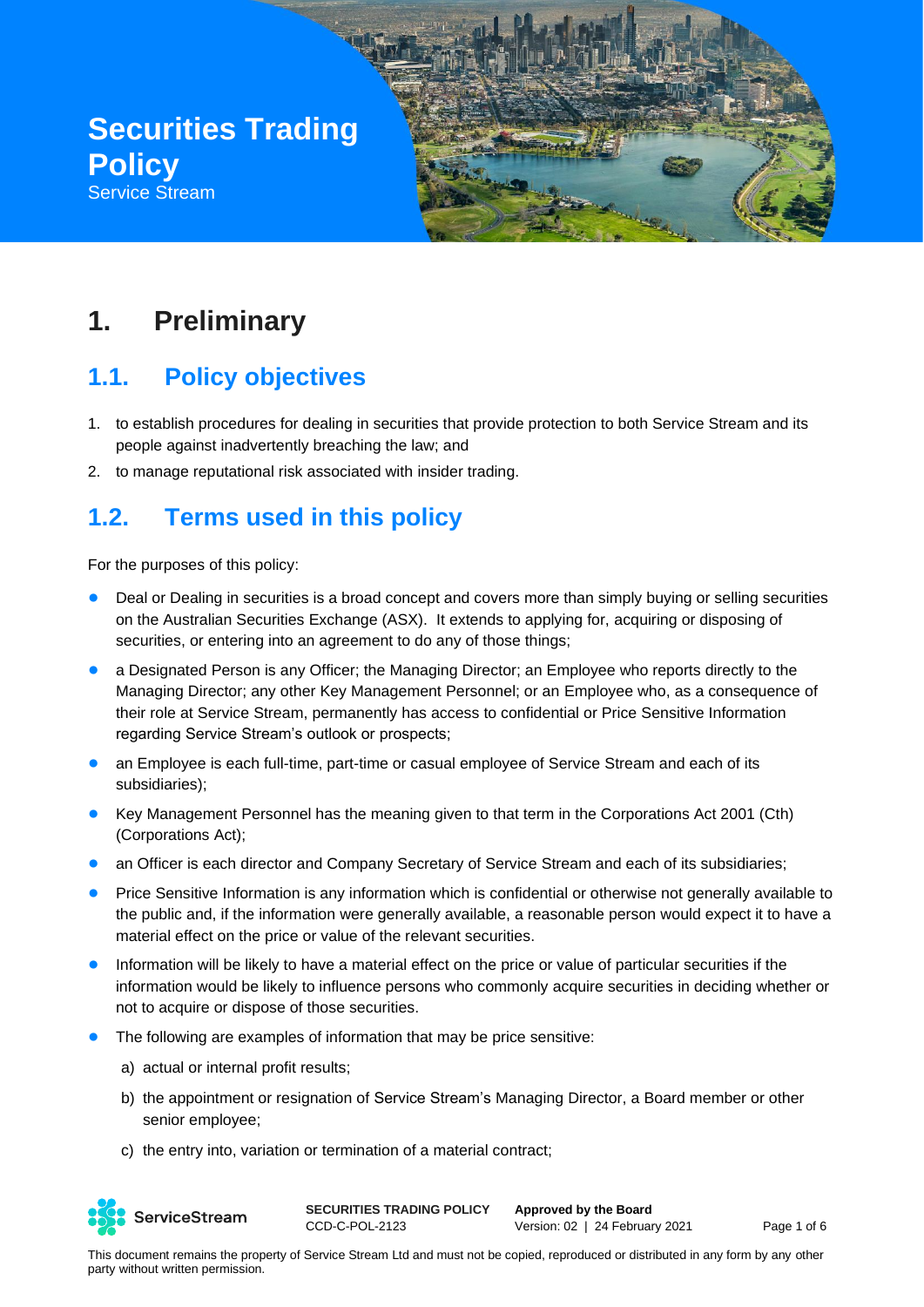# Securities Trading Policy

Service Stream

# 1. Preliminary

## 1.1. Policy objectives

1. to establish procedures for dealing in securities that provide protection to both Service Stream and its people against inadvertently breaching the law; and
2. to manage reputational risk associated with insider trading.

## 1.2. Terms used in this policy

For the purposes of this policy:

- Deal or Dealing in securities is a broad concept and covers more than simply buying or selling securities on the Australian Securities Exchange (ASX). It extends to applying for, acquiring or disposing of securities, or entering into an agreement to do any of those things;
- a Designated Person is any Officer; the Managing Director; an Employee who reports directly to the Managing Director; any other Key Management Personnel; or an Employee who, as a consequence of their role at Service Stream, permanently has access to confidential or Price Sensitive Information regarding Service Stream's outlook or prospects;
- an Employee is each full-time, part-time or casual employee of Service Stream and each of its subsidiaries);
- Key Management Personnel has the meaning given to that term in the Corporations Act 2001 (Cth) (Corporations Act);
- an Officer is each director and Company Secretary of Service Stream and each of its subsidiaries;
- Price Sensitive Information is any information which is confidential or otherwise not generally available to the public and, if the information were generally available, a reasonable person would expect it to have a material effect on the price or value of the relevant securities.
- Information will be likely to have a material effect on the price or value of particular securities if the information would be likely to influence persons who commonly acquire securities in deciding whether or not to acquire or dispose of those securities.
- The following are examples of information that may be price sensitive:
  a) actual or internal profit results;
  b) the appointment or resignation of Service Stream's Managing Director, a Board member or other senior employee;
  c) the entry into, variation or termination of a material contract;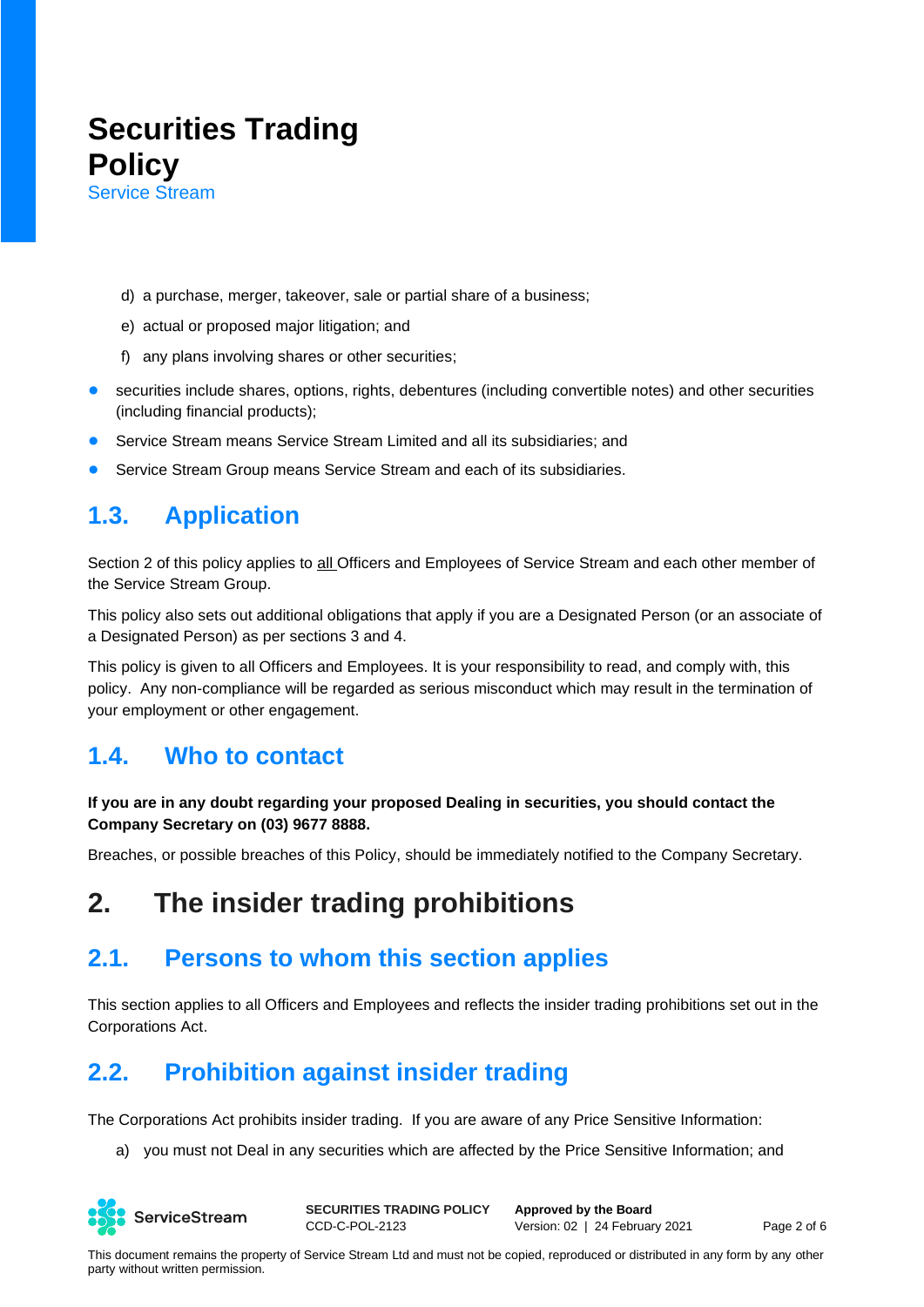d) a purchase, merger, takeover, sale or partial share of a business;

e) actual or proposed major litigation; and

f) any plans involving shares or other securities;

- securities include shares, options, rights, debentures (including convertible notes) and other securities (including financial products);
- Service Stream means Service Stream Limited and all its subsidiaries; and
- Service Stream Group means Service Stream and each of its subsidiaries.

## 1.3. Application

Section 2 of this policy applies to all Officers and Employees of Service Stream and each other member of the Service Stream Group.

This policy also sets out additional obligations that apply if you are a Designated Person (or an associate of a Designated Person) as per sections 3 and 4.

This policy is given to all Officers and Employees. It is your responsibility to read, and comply with, this policy. Any non-compliance will be regarded as serious misconduct which may result in the termination of your employment or other engagement.

## 1.4. Who to contact

**If you are in any doubt regarding your proposed Dealing in securities, you should contact the Company Secretary on (03) 9677 8888.**

Breaches, or possible breaches of this Policy, should be immediately notified to the Company Secretary.

# 2. The insider trading prohibitions

## 2.1. Persons to whom this section applies

This section applies to all Officers and Employees and reflects the insider trading prohibitions set out in the Corporations Act.

## 2.2. Prohibition against insider trading

The Corporations Act prohibits insider trading. If you are aware of any Price Sensitive Information:

a) you must not Deal in any securities which are affected by the Price Sensitive Information; and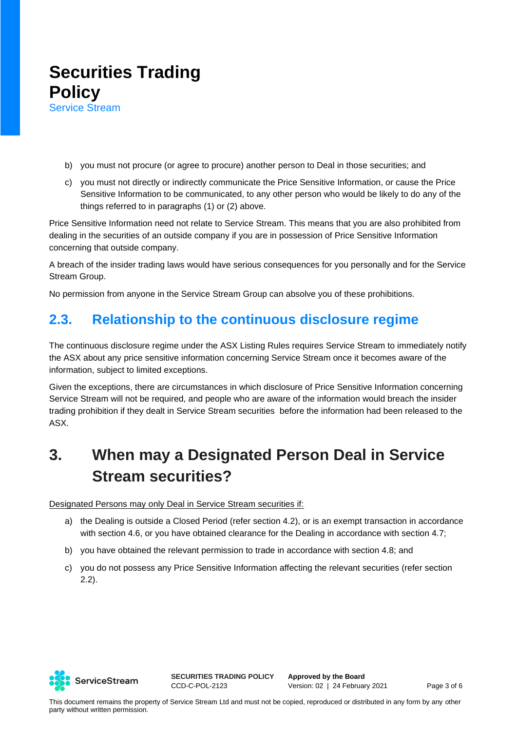b) you must not procure (or agree to procure) another person to Deal in those securities; and

c) you must not directly or indirectly communicate the Price Sensitive Information, or cause the Price Sensitive Information to be communicated, to any other person who would be likely to do any of the things referred to in paragraphs (1) or (2) above.

Price Sensitive Information need not relate to Service Stream. This means that you are also prohibited from dealing in the securities of an outside company if you are in possession of Price Sensitive Information concerning that outside company.

A breach of the insider trading laws would have serious consequences for you personally and for the Service Stream Group.

No permission from anyone in the Service Stream Group can absolve you of these prohibitions.

## 2.3. Relationship to the continuous disclosure regime

The continuous disclosure regime under the ASX Listing Rules requires Service Stream to immediately notify the ASX about any price sensitive information concerning Service Stream once it becomes aware of the information, subject to limited exceptions.

Given the exceptions, there are circumstances in which disclosure of Price Sensitive Information concerning Service Stream will not be required, and people who are aware of the information would breach the insider trading prohibition if they dealt in Service Stream securities before the information had been released to the ASX.

# 3. When may a Designated Person Deal in Service Stream securities?

Designated Persons may only Deal in Service Stream securities if:

a) the Dealing is outside a Closed Period (refer section 4.2), or is an exempt transaction in accordance with section 4.6, or you have obtained clearance for the Dealing in accordance with section 4.7;

b) you have obtained the relevant permission to trade in accordance with section 4.8; and

c) you do not possess any Price Sensitive Information affecting the relevant securities (refer section 2.2).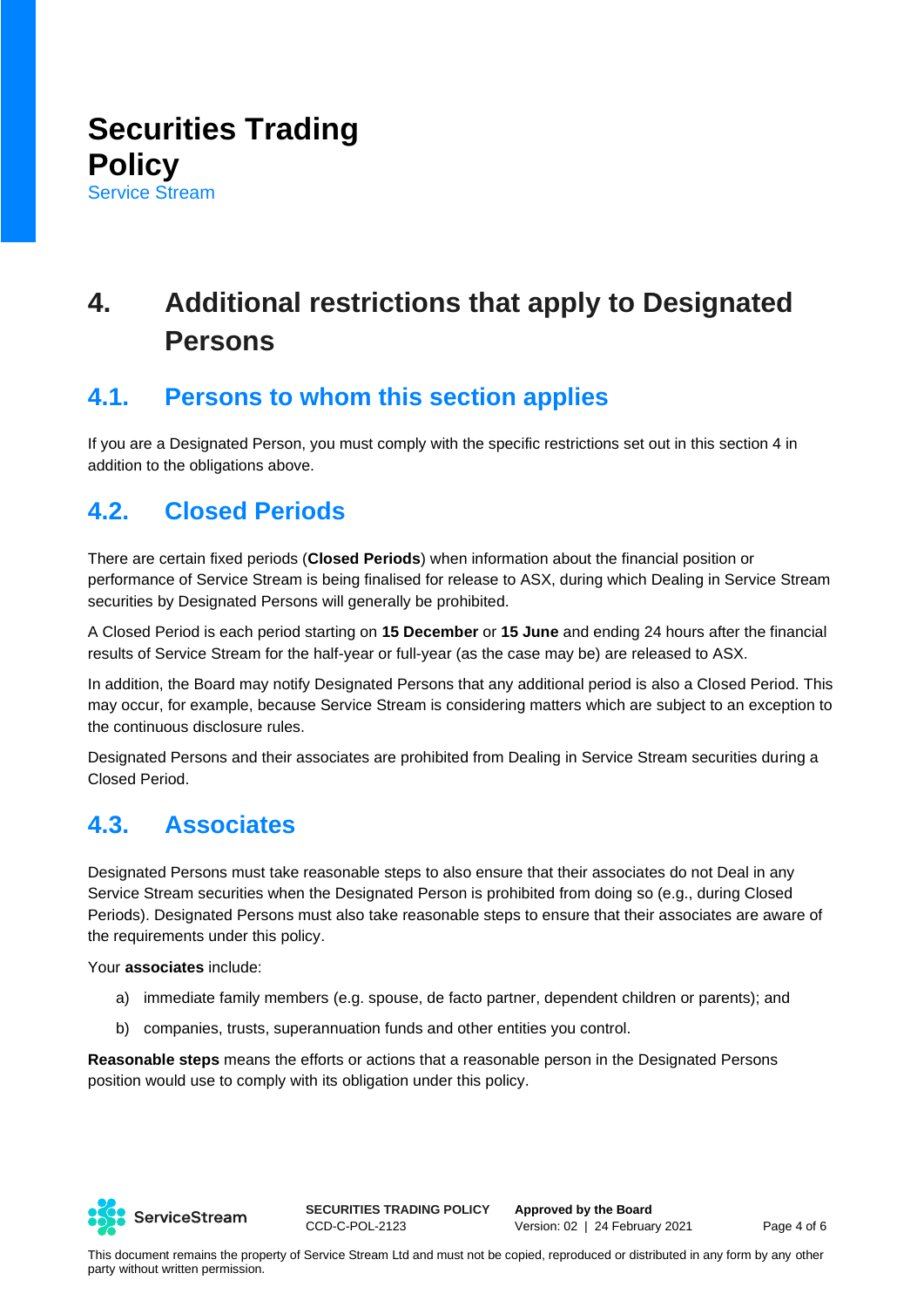## 4. Additional restrictions that apply to Designated Persons

### 4.1. Persons to whom this section applies

If you are a Designated Person, you must comply with the specific restrictions set out in this section 4 in addition to the obligations above.

### 4.2. Closed Periods

There are certain fixed periods (**Closed Periods**) when information about the financial position or performance of Service Stream is being finalised for release to ASX, during which Dealing in Service Stream securities by Designated Persons will generally be prohibited.

A Closed Period is each period starting on **15 December** or **15 June** and ending 24 hours after the financial results of Service Stream for the half-year or full-year (as the case may be) are released to ASX.

In addition, the Board may notify Designated Persons that any additional period is also a Closed Period. This may occur, for example, because Service Stream is considering matters which are subject to an exception to the continuous disclosure rules.

Designated Persons and their associates are prohibited from Dealing in Service Stream securities during a Closed Period.

### 4.3. Associates

Designated Persons must take reasonable steps to also ensure that their associates do not Deal in any Service Stream securities when the Designated Person is prohibited from doing so (e.g., during Closed Periods). Designated Persons must also take reasonable steps to ensure that their associates are aware of the requirements under this policy.

Your **associates** include:

a) immediate family members (e.g. spouse, de facto partner, dependent children or parents); and

b) companies, trusts, superannuation funds and other entities you control.

**Reasonable steps** means the efforts or actions that a reasonable person in the Designated Persons position would use to comply with its obligation under this policy.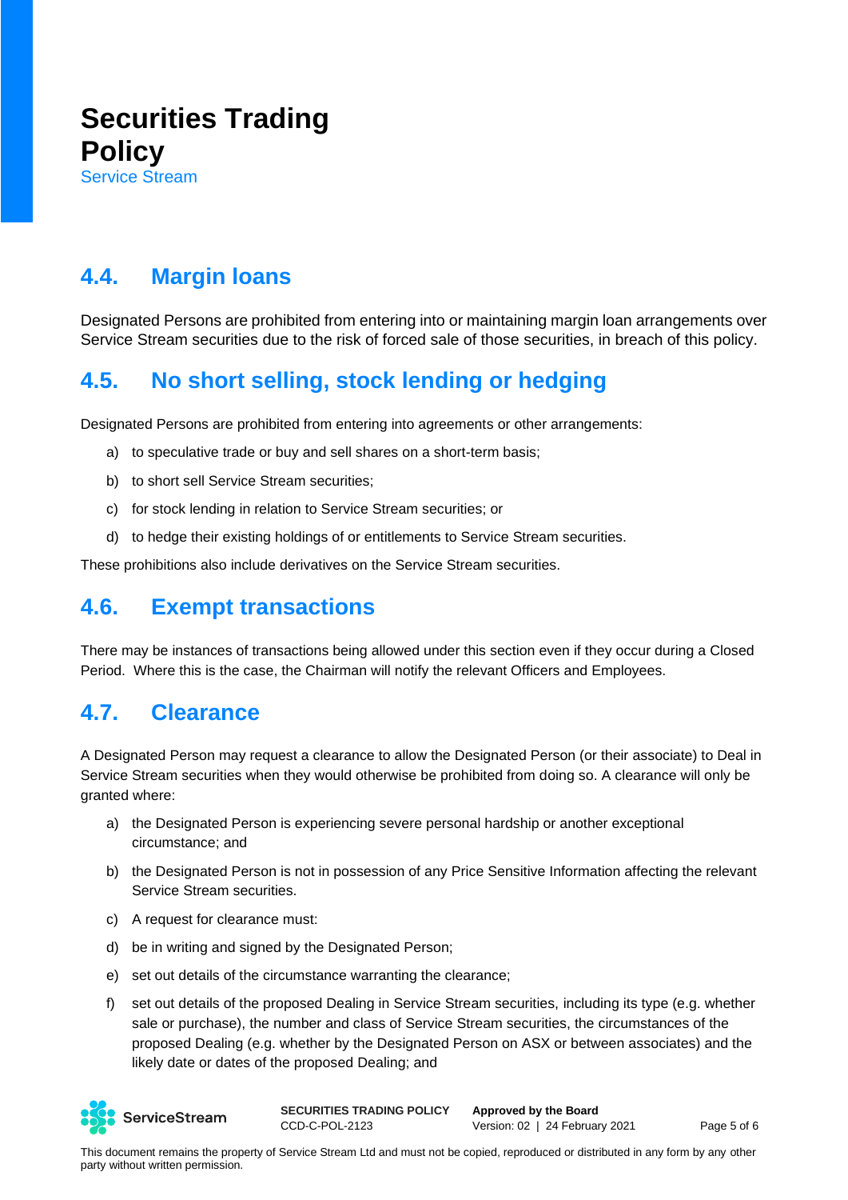## 4.4. Margin loans

Designated Persons are prohibited from entering into or maintaining margin loan arrangements over Service Stream securities due to the risk of forced sale of those securities, in breach of this policy.

## 4.5. No short selling, stock lending or hedging

Designated Persons are prohibited from entering into agreements or other arrangements:

a) to speculative trade or buy and sell shares on a short-term basis;

b) to short sell Service Stream securities;

c) for stock lending in relation to Service Stream securities; or

d) to hedge their existing holdings of or entitlements to Service Stream securities.

These prohibitions also include derivatives on the Service Stream securities.

## 4.6. Exempt transactions

There may be instances of transactions being allowed under this section even if they occur during a Closed Period. Where this is the case, the Chairman will notify the relevant Officers and Employees.

## 4.7. Clearance

A Designated Person may request a clearance to allow the Designated Person (or their associate) to Deal in Service Stream securities when they would otherwise be prohibited from doing so. A clearance will only be granted where:

a) the Designated Person is experiencing severe personal hardship or another exceptional circumstance; and

b) the Designated Person is not in possession of any Price Sensitive Information affecting the relevant Service Stream securities.

c) A request for clearance must:

d) be in writing and signed by the Designated Person;

e) set out details of the circumstance warranting the clearance;

f) set out details of the proposed Dealing in Service Stream securities, including its type (e.g. whether sale or purchase), the number and class of Service Stream securities, the circumstances of the proposed Dealing (e.g. whether by the Designated Person on ASX or between associates) and the likely date or dates of the proposed Dealing; and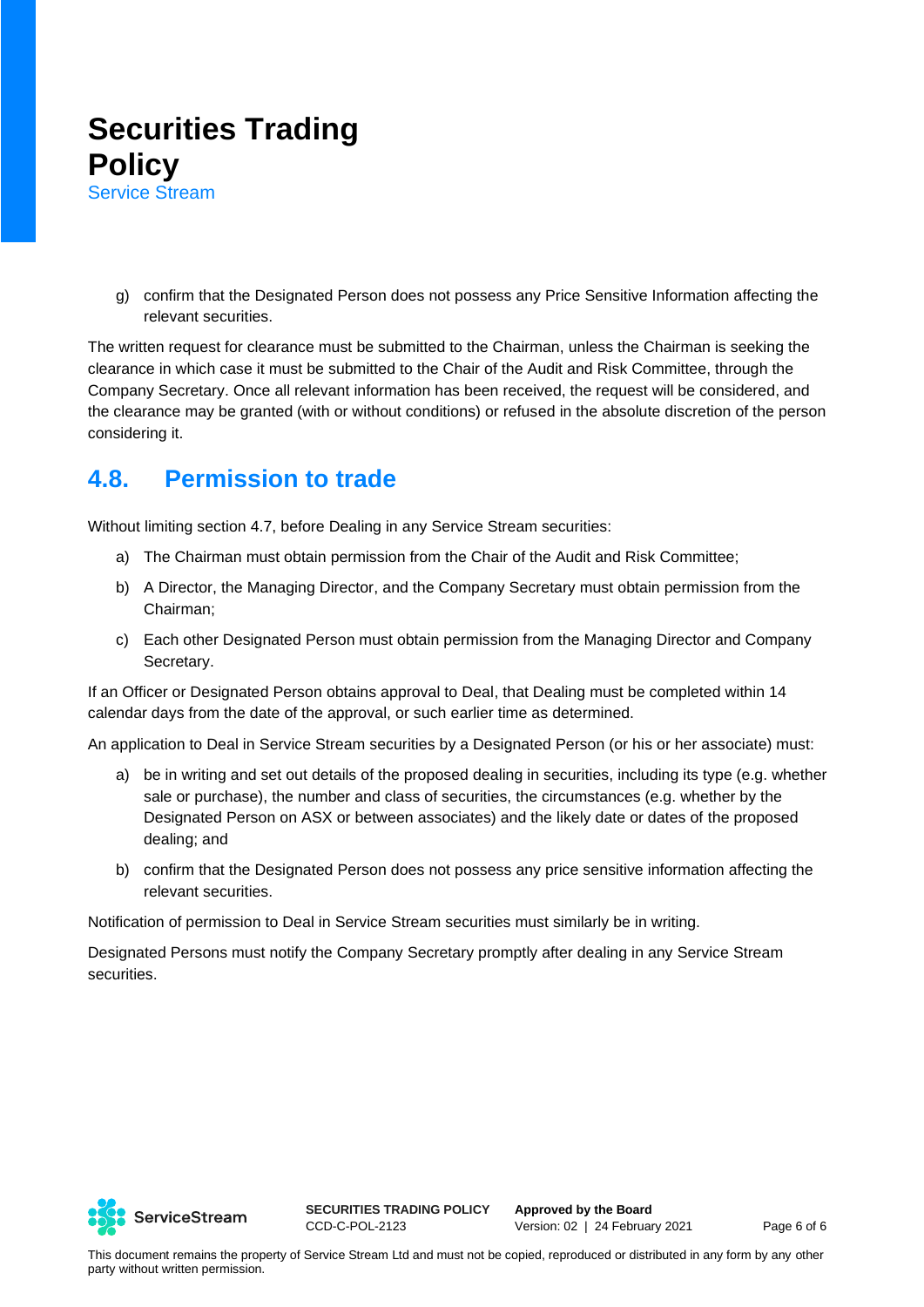g) confirm that the Designated Person does not possess any Price Sensitive Information affecting the relevant securities.

The written request for clearance must be submitted to the Chairman, unless the Chairman is seeking the clearance in which case it must be submitted to the Chair of the Audit and Risk Committee, through the Company Secretary. Once all relevant information has been received, the request will be considered, and the clearance may be granted (with or without conditions) or refused in the absolute discretion of the person considering it.

## 4.8. Permission to trade

Without limiting section 4.7, before Dealing in any Service Stream securities:

a) The Chairman must obtain permission from the Chair of the Audit and Risk Committee;

b) A Director, the Managing Director, and the Company Secretary must obtain permission from the Chairman;

c) Each other Designated Person must obtain permission from the Managing Director and Company Secretary.

If an Officer or Designated Person obtains approval to Deal, that Dealing must be completed within 14 calendar days from the date of the approval, or such earlier time as determined.

An application to Deal in Service Stream securities by a Designated Person (or his or her associate) must:

a) be in writing and set out details of the proposed dealing in securities, including its type (e.g. whether sale or purchase), the number and class of securities, the circumstances (e.g. whether by the Designated Person on ASX or between associates) and the likely date or dates of the proposed dealing; and

b) confirm that the Designated Person does not possess any price sensitive information affecting the relevant securities.

Notification of permission to Deal in Service Stream securities must similarly be in writing.

Designated Persons must notify the Company Secretary promptly after dealing in any Service Stream securities.